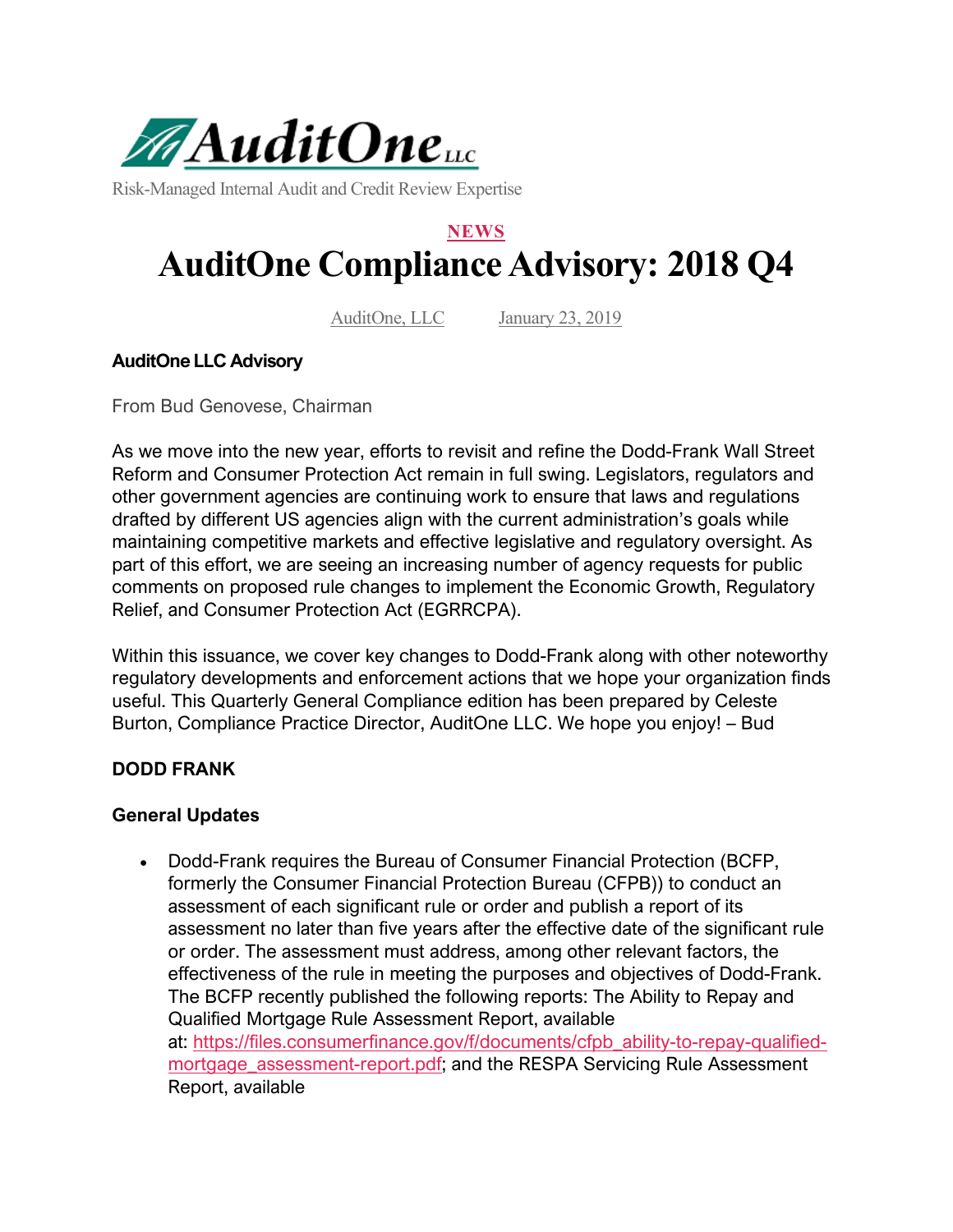AuditOne LLC

Risk-Managed Internal Audit and Credit Review Expertise

NEWS

# AuditOne Compliance Advisory: 2018 Q4

AuditOne, LLC January 23, 2019

**AuditOne LLC Advisory**

From Bud Genovese, Chairman

As we move into the new year, efforts to revisit and refine the Dodd-Frank Wall Street Reform and Consumer Protection Act remain in full swing. Legislators, regulators and other government agencies are continuing work to ensure that laws and regulations drafted by different US agencies align with the current administration's goals while maintaining competitive markets and effective legislative and regulatory oversight. As part of this effort, we are seeing an increasing number of agency requests for public comments on proposed rule changes to implement the Economic Growth, Regulatory Relief, and Consumer Protection Act (EGRRCPA).

Within this issuance, we cover key changes to Dodd-Frank along with other noteworthy regulatory developments and enforcement actions that we hope your organization finds useful. This Quarterly General Compliance edition has been prepared by Celeste Burton, Compliance Practice Director, AuditOne LLC. We hope you enjoy! – Bud

**DODD FRANK**

**General Updates**

- Dodd-Frank requires the Bureau of Consumer Financial Protection (BCFP, formerly the Consumer Financial Protection Bureau (CFPB)) to conduct an assessment of each significant rule or order and publish a report of its assessment no later than five years after the effective date of the significant rule or order. The assessment must address, among other relevant factors, the effectiveness of the rule in meeting the purposes and objectives of Dodd-Frank. The BCFP recently published the following reports: The Ability to Repay and Qualified Mortgage Rule Assessment Report, available at: https://files.consumerfinance.gov/f/documents/cfpb_ability-to-repay-qualified-mortgage_assessment-report.pdf; and the RESPA Servicing Rule Assessment Report, available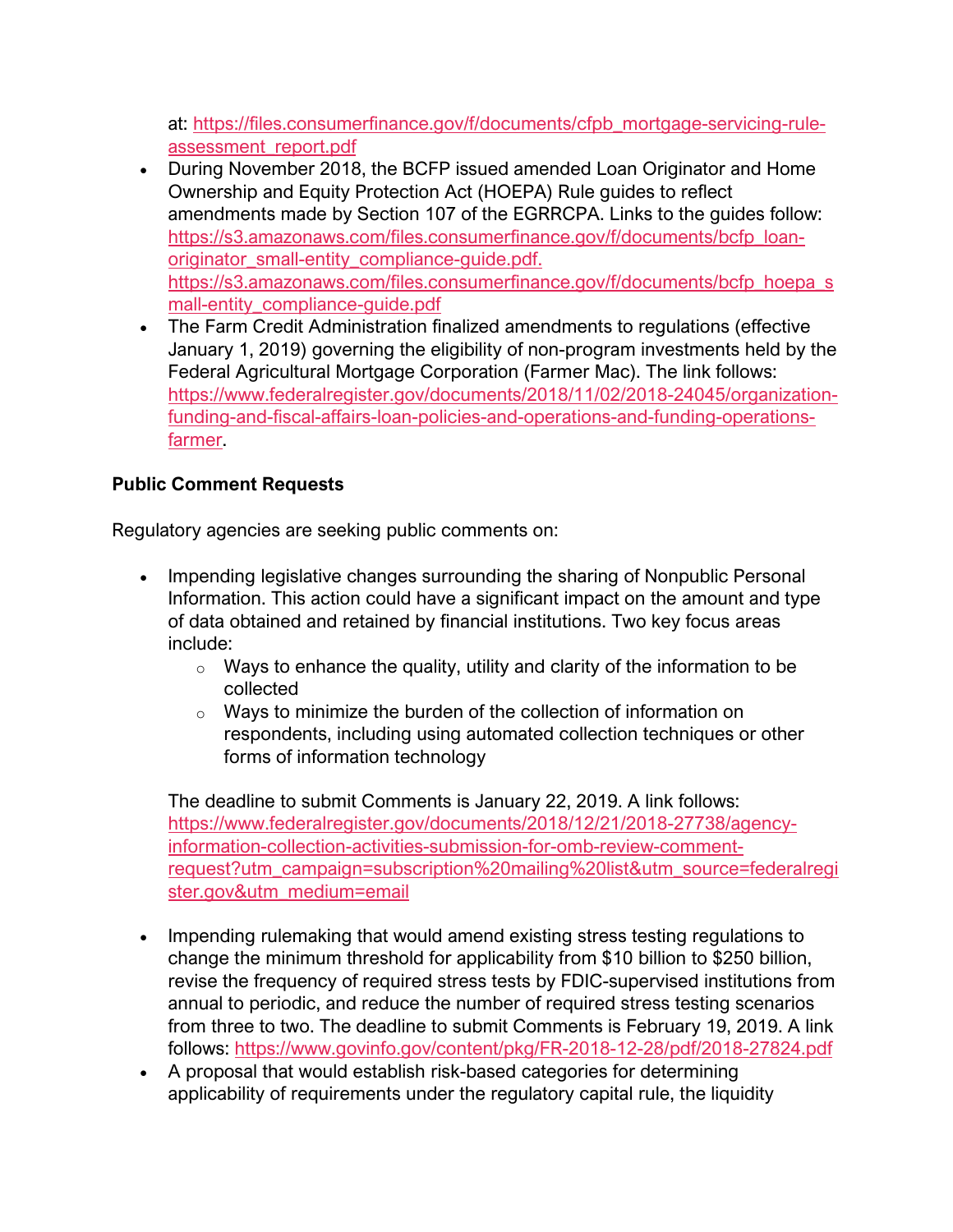at: https://files.consumerfinance.gov/f/documents/cfpb_mortgage-servicing-rule-assessment_report.pdf

- During November 2018, the BCFP issued amended Loan Originator and Home Ownership and Equity Protection Act (HOEPA) Rule guides to reflect amendments made by Section 107 of the EGRRCPA. Links to the guides follow: https://s3.amazonaws.com/files.consumerfinance.gov/f/documents/bcfp_loan-originator_small-entity_compliance-guide.pdf. https://s3.amazonaws.com/files.consumerfinance.gov/f/documents/bcfp_hoepa_small-entity_compliance-guide.pdf
- The Farm Credit Administration finalized amendments to regulations (effective January 1, 2019) governing the eligibility of non-program investments held by the Federal Agricultural Mortgage Corporation (Farmer Mac). The link follows: https://www.federalregister.gov/documents/2018/11/02/2018-24045/organization-funding-and-fiscal-affairs-loan-policies-and-operations-and-funding-operations-farmer.

**Public Comment Requests**

Regulatory agencies are seeking public comments on:

- Impending legislative changes surrounding the sharing of Nonpublic Personal Information. This action could have a significant impact on the amount and type of data obtained and retained by financial institutions. Two key focus areas include:
  - Ways to enhance the quality, utility and clarity of the information to be collected
  - Ways to minimize the burden of the collection of information on respondents, including using automated collection techniques or other forms of information technology

  The deadline to submit Comments is January 22, 2019. A link follows: https://www.federalregister.gov/documents/2018/12/21/2018-27738/agency-information-collection-activities-submission-for-omb-review-comment-request?utm_campaign=subscription%20mailing%20list&utm_source=federalregister.gov&utm_medium=email

- Impending rulemaking that would amend existing stress testing regulations to change the minimum threshold for applicability from $10 billion to $250 billion, revise the frequency of required stress tests by FDIC-supervised institutions from annual to periodic, and reduce the number of required stress testing scenarios from three to two. The deadline to submit Comments is February 19, 2019. A link follows: https://www.govinfo.gov/content/pkg/FR-2018-12-28/pdf/2018-27824.pdf
- A proposal that would establish risk-based categories for determining applicability of requirements under the regulatory capital rule, the liquidity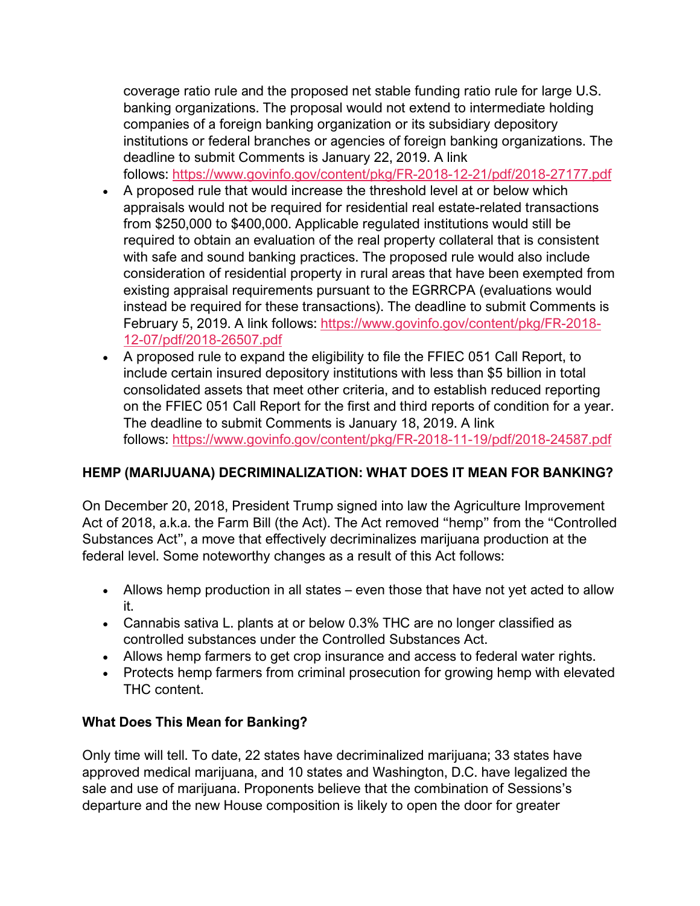coverage ratio rule and the proposed net stable funding ratio rule for large U.S. banking organizations. The proposal would not extend to intermediate holding companies of a foreign banking organization or its subsidiary depository institutions or federal branches or agencies of foreign banking organizations. The deadline to submit Comments is January 22, 2019. A link follows: https://www.govinfo.gov/content/pkg/FR-2018-12-21/pdf/2018-27177.pdf

- A proposed rule that would increase the threshold level at or below which appraisals would not be required for residential real estate-related transactions from $250,000 to $400,000. Applicable regulated institutions would still be required to obtain an evaluation of the real property collateral that is consistent with safe and sound banking practices. The proposed rule would also include consideration of residential property in rural areas that have been exempted from existing appraisal requirements pursuant to the EGRRCPA (evaluations would instead be required for these transactions). The deadline to submit Comments is February 5, 2019. A link follows: https://www.govinfo.gov/content/pkg/FR-2018-12-07/pdf/2018-26507.pdf
- A proposed rule to expand the eligibility to file the FFIEC 051 Call Report, to include certain insured depository institutions with less than $5 billion in total consolidated assets that meet other criteria, and to establish reduced reporting on the FFIEC 051 Call Report for the first and third reports of condition for a year. The deadline to submit Comments is January 18, 2019. A link follows: https://www.govinfo.gov/content/pkg/FR-2018-11-19/pdf/2018-24587.pdf

## HEMP (MARIJUANA) DECRIMINALIZATION: WHAT DOES IT MEAN FOR BANKING?

On December 20, 2018, President Trump signed into law the Agriculture Improvement Act of 2018, a.k.a. the Farm Bill (the Act). The Act removed "hemp" from the "Controlled Substances Act", a move that effectively decriminalizes marijuana production at the federal level. Some noteworthy changes as a result of this Act follows:

- Allows hemp production in all states – even those that have not yet acted to allow it.
- Cannabis sativa L. plants at or below 0.3% THC are no longer classified as controlled substances under the Controlled Substances Act.
- Allows hemp farmers to get crop insurance and access to federal water rights.
- Protects hemp farmers from criminal prosecution for growing hemp with elevated THC content.

### What Does This Mean for Banking?

Only time will tell. To date, 22 states have decriminalized marijuana; 33 states have approved medical marijuana, and 10 states and Washington, D.C. have legalized the sale and use of marijuana. Proponents believe that the combination of Sessions's departure and the new House composition is likely to open the door for greater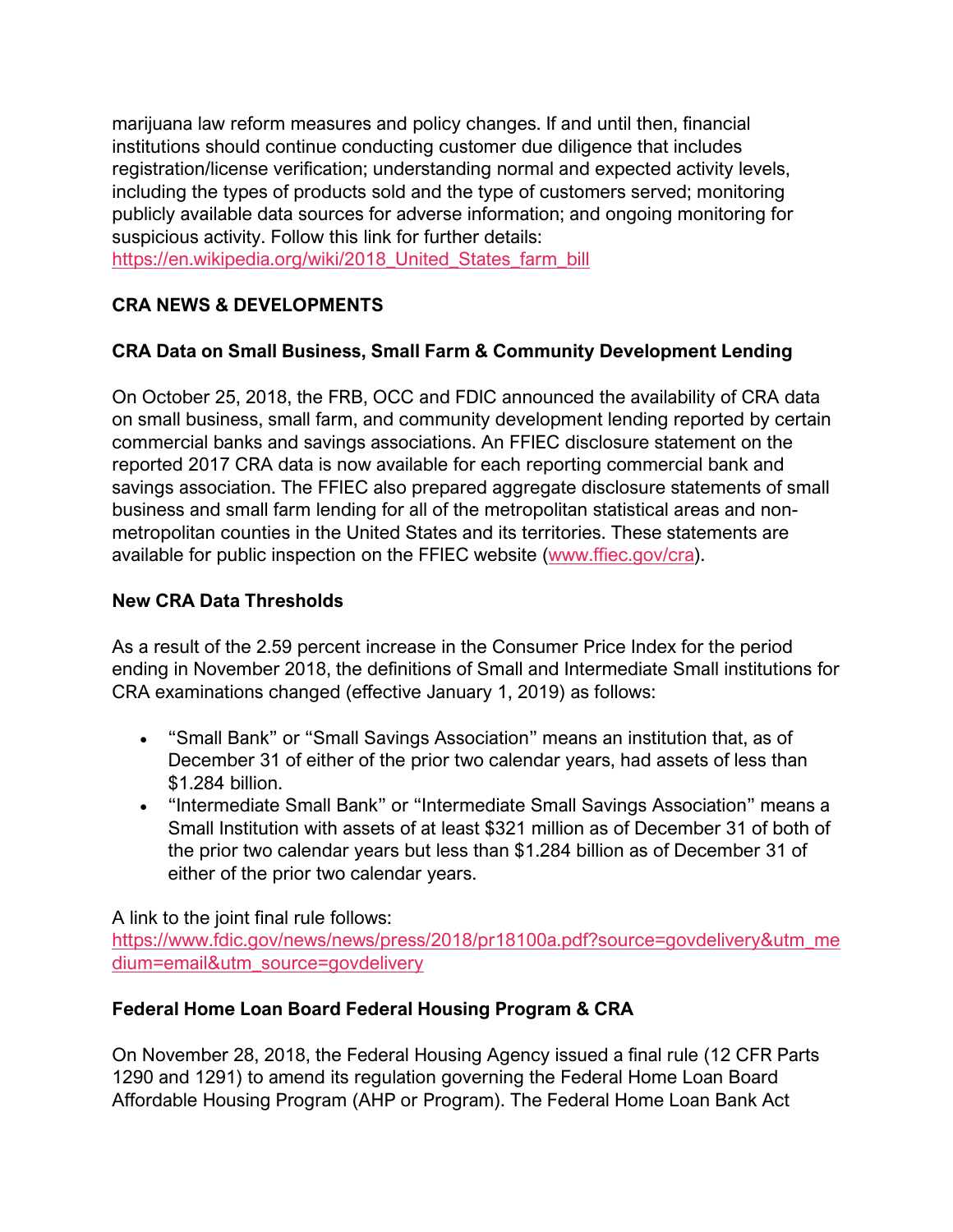marijuana law reform measures and policy changes. If and until then, financial institutions should continue conducting customer due diligence that includes registration/license verification; understanding normal and expected activity levels, including the types of products sold and the type of customers served; monitoring publicly available data sources for adverse information; and ongoing monitoring for suspicious activity. Follow this link for further details: https://en.wikipedia.org/wiki/2018_United_States_farm_bill

**CRA NEWS & DEVELOPMENTS**

**CRA Data on Small Business, Small Farm & Community Development Lending**

On October 25, 2018, the FRB, OCC and FDIC announced the availability of CRA data on small business, small farm, and community development lending reported by certain commercial banks and savings associations. An FFIEC disclosure statement on the reported 2017 CRA data is now available for each reporting commercial bank and savings association. The FFIEC also prepared aggregate disclosure statements of small business and small farm lending for all of the metropolitan statistical areas and non-metropolitan counties in the United States and its territories. These statements are available for public inspection on the FFIEC website (www.ffiec.gov/cra).

**New CRA Data Thresholds**

As a result of the 2.59 percent increase in the Consumer Price Index for the period ending in November 2018, the definitions of Small and Intermediate Small institutions for CRA examinations changed (effective January 1, 2019) as follows:

- "Small Bank" or "Small Savings Association" means an institution that, as of December 31 of either of the prior two calendar years, had assets of less than $1.284 billion.
- "Intermediate Small Bank" or "Intermediate Small Savings Association" means a Small Institution with assets of at least $321 million as of December 31 of both of the prior two calendar years but less than $1.284 billion as of December 31 of either of the prior two calendar years.

A link to the joint final rule follows:
https://www.fdic.gov/news/news/press/2018/pr18100a.pdf?source=govdelivery&utm_medium=email&utm_source=govdelivery

**Federal Home Loan Board Federal Housing Program & CRA**

On November 28, 2018, the Federal Housing Agency issued a final rule (12 CFR Parts 1290 and 1291) to amend its regulation governing the Federal Home Loan Board Affordable Housing Program (AHP or Program). The Federal Home Loan Bank Act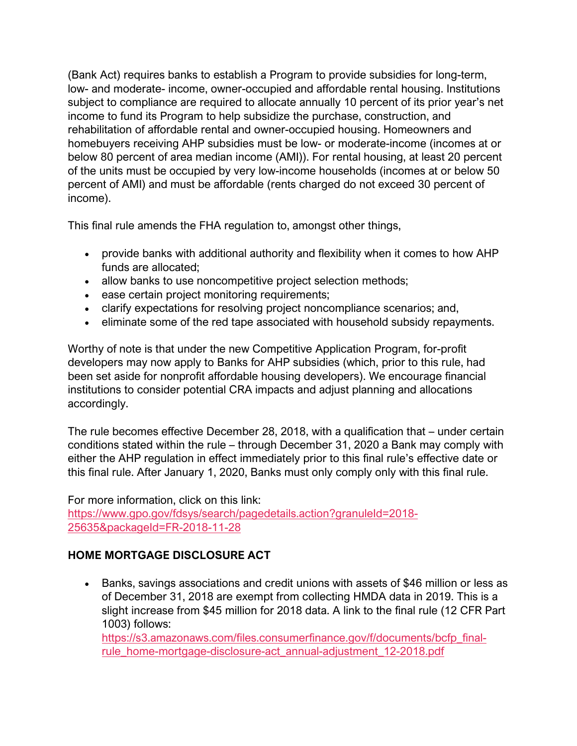(Bank Act) requires banks to establish a Program to provide subsidies for long-term, low- and moderate- income, owner-occupied and affordable rental housing. Institutions subject to compliance are required to allocate annually 10 percent of its prior year's net income to fund its Program to help subsidize the purchase, construction, and rehabilitation of affordable rental and owner-occupied housing. Homeowners and homebuyers receiving AHP subsidies must be low- or moderate-income (incomes at or below 80 percent of area median income (AMI)). For rental housing, at least 20 percent of the units must be occupied by very low-income households (incomes at or below 50 percent of AMI) and must be affordable (rents charged do not exceed 30 percent of income).

This final rule amends the FHA regulation to, amongst other things,

- provide banks with additional authority and flexibility when it comes to how AHP funds are allocated;
- allow banks to use noncompetitive project selection methods;
- ease certain project monitoring requirements;
- clarify expectations for resolving project noncompliance scenarios; and,
- eliminate some of the red tape associated with household subsidy repayments.

Worthy of note is that under the new Competitive Application Program, for-profit developers may now apply to Banks for AHP subsidies (which, prior to this rule, had been set aside for nonprofit affordable housing developers). We encourage financial institutions to consider potential CRA impacts and adjust planning and allocations accordingly.

The rule becomes effective December 28, 2018, with a qualification that – under certain conditions stated within the rule – through December 31, 2020 a Bank may comply with either the AHP regulation in effect immediately prior to this final rule's effective date or this final rule. After January 1, 2020, Banks must only comply only with this final rule.

For more information, click on this link:
https://www.gpo.gov/fdsys/search/pagedetails.action?granuleId=2018-25635&packageId=FR-2018-11-28

**HOME MORTGAGE DISCLOSURE ACT**

- Banks, savings associations and credit unions with assets of $46 million or less as of December 31, 2018 are exempt from collecting HMDA data in 2019. This is a slight increase from $45 million for 2018 data. A link to the final rule (12 CFR Part 1003) follows:
  https://s3.amazonaws.com/files.consumerfinance.gov/f/documents/bcfp_final-rule_home-mortgage-disclosure-act_annual-adjustment_12-2018.pdf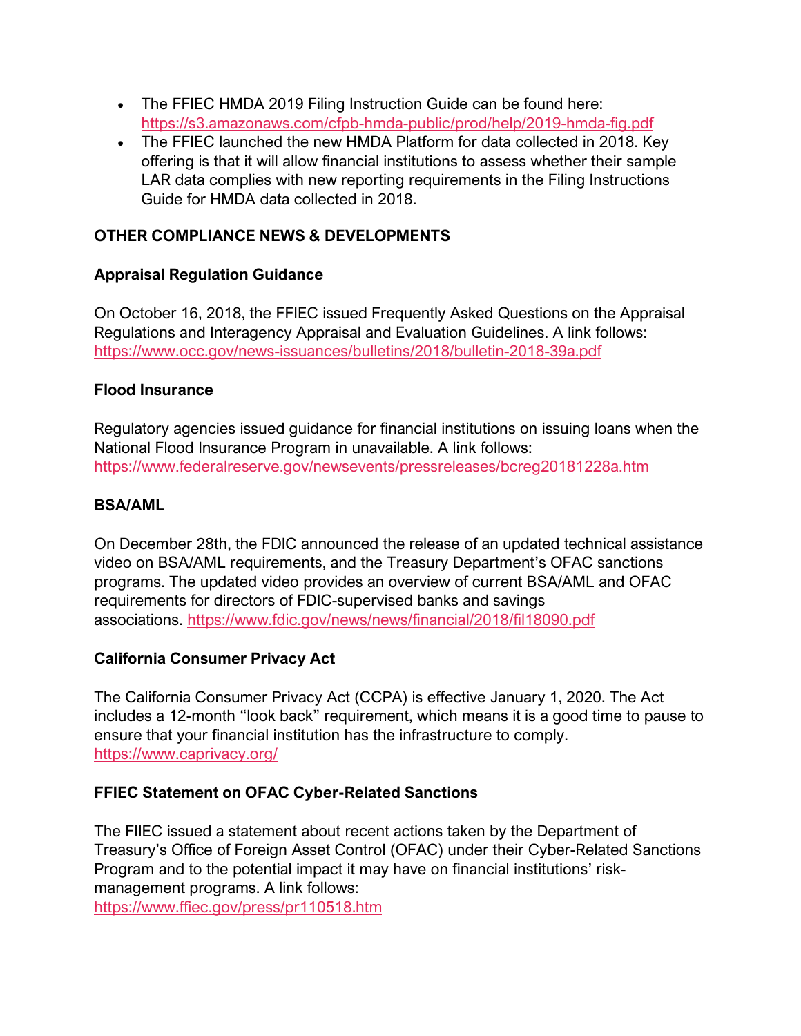- The FFIEC HMDA 2019 Filing Instruction Guide can be found here: https://s3.amazonaws.com/cfpb-hmda-public/prod/help/2019-hmda-fig.pdf
- The FFIEC launched the new HMDA Platform for data collected in 2018. Key offering is that it will allow financial institutions to assess whether their sample LAR data complies with new reporting requirements in the Filing Instructions Guide for HMDA data collected in 2018.

## OTHER COMPLIANCE NEWS & DEVELOPMENTS

### Appraisal Regulation Guidance

On October 16, 2018, the FFIEC issued Frequently Asked Questions on the Appraisal Regulations and Interagency Appraisal and Evaluation Guidelines. A link follows: https://www.occ.gov/news-issuances/bulletins/2018/bulletin-2018-39a.pdf

### Flood Insurance

Regulatory agencies issued guidance for financial institutions on issuing loans when the National Flood Insurance Program in unavailable. A link follows: https://www.federalreserve.gov/newsevents/pressreleases/bcreg20181228a.htm

### BSA/AML

On December 28th, the FDIC announced the release of an updated technical assistance video on BSA/AML requirements, and the Treasury Department's OFAC sanctions programs. The updated video provides an overview of current BSA/AML and OFAC requirements for directors of FDIC-supervised banks and savings associations. https://www.fdic.gov/news/news/financial/2018/fil18090.pdf

### California Consumer Privacy Act

The California Consumer Privacy Act (CCPA) is effective January 1, 2020. The Act includes a 12-month "look back" requirement, which means it is a good time to pause to ensure that your financial institution has the infrastructure to comply. https://www.caprivacy.org/

### FFIEC Statement on OFAC Cyber-Related Sanctions

The FIIEC issued a statement about recent actions taken by the Department of Treasury's Office of Foreign Asset Control (OFAC) under their Cyber-Related Sanctions Program and to the potential impact it may have on financial institutions' risk-management programs. A link follows: https://www.ffiec.gov/press/pr110518.htm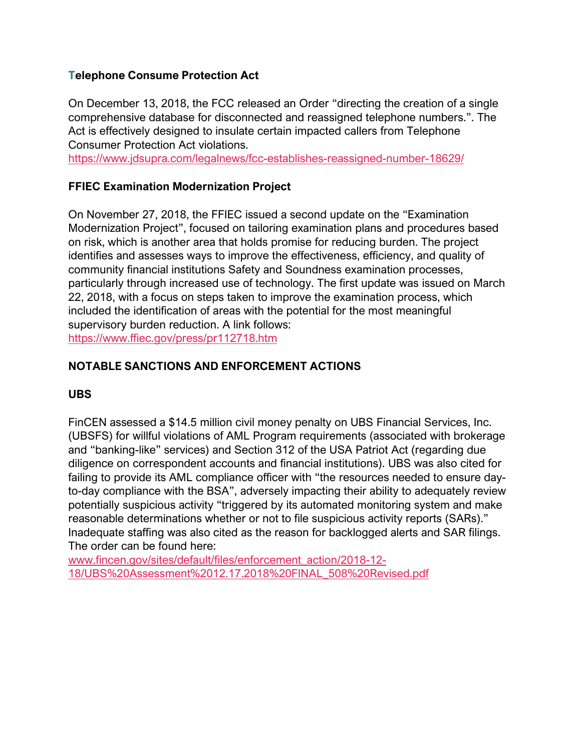### Telephone Consume Protection Act

On December 13, 2018, the FCC released an Order "directing the creation of a single comprehensive database for disconnected and reassigned telephone numbers.". The Act is effectively designed to insulate certain impacted callers from Telephone Consumer Protection Act violations.
https://www.jdsupra.com/legalnews/fcc-establishes-reassigned-number-18629/

### FFIEC Examination Modernization Project

On November 27, 2018, the FFIEC issued a second update on the "Examination Modernization Project", focused on tailoring examination plans and procedures based on risk, which is another area that holds promise for reducing burden. The project identifies and assesses ways to improve the effectiveness, efficiency, and quality of community financial institutions Safety and Soundness examination processes, particularly through increased use of technology. The first update was issued on March 22, 2018, with a focus on steps taken to improve the examination process, which included the identification of areas with the potential for the most meaningful supervisory burden reduction. A link follows:
https://www.ffiec.gov/press/pr112718.htm

## NOTABLE SANCTIONS AND ENFORCEMENT ACTIONS

### UBS

FinCEN assessed a $14.5 million civil money penalty on UBS Financial Services, Inc. (UBSFS) for willful violations of AML Program requirements (associated with brokerage and "banking-like" services) and Section 312 of the USA Patriot Act (regarding due diligence on correspondent accounts and financial institutions). UBS was also cited for failing to provide its AML compliance officer with "the resources needed to ensure day-to-day compliance with the BSA", adversely impacting their ability to adequately review potentially suspicious activity "triggered by its automated monitoring system and make reasonable determinations whether or not to file suspicious activity reports (SARs)." Inadequate staffing was also cited as the reason for backlogged alerts and SAR filings. The order can be found here:
www.fincen.gov/sites/default/files/enforcement_action/2018-12-18/UBS%20Assessment%2012.17.2018%20FINAL_508%20Revised.pdf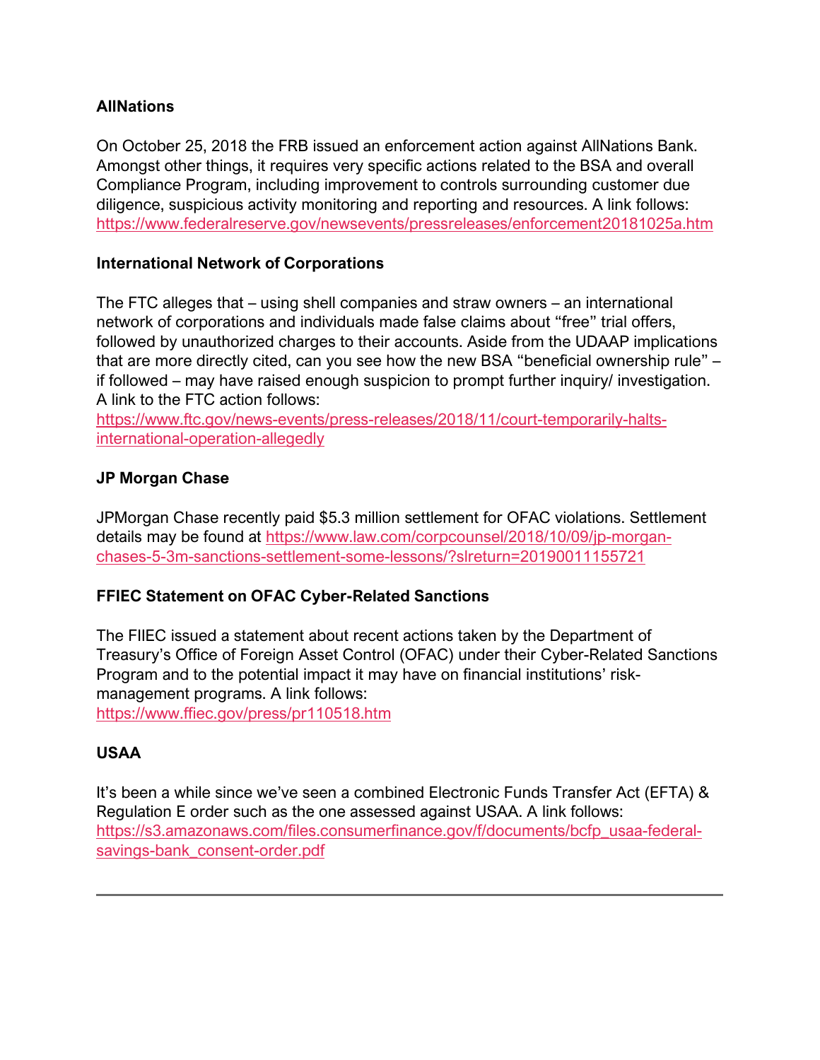**AllNations**

On October 25, 2018 the FRB issued an enforcement action against AllNations Bank. Amongst other things, it requires very specific actions related to the BSA and overall Compliance Program, including improvement to controls surrounding customer due diligence, suspicious activity monitoring and reporting and resources. A link follows: https://www.federalreserve.gov/newsevents/pressreleases/enforcement20181025a.htm

**International Network of Corporations**

The FTC alleges that – using shell companies and straw owners – an international network of corporations and individuals made false claims about "free" trial offers, followed by unauthorized charges to their accounts. Aside from the UDAAP implications that are more directly cited, can you see how the new BSA "beneficial ownership rule" – if followed – may have raised enough suspicion to prompt further inquiry/ investigation. A link to the FTC action follows:
https://www.ftc.gov/news-events/press-releases/2018/11/court-temporarily-halts-international-operation-allegedly

**JP Morgan Chase**

JPMorgan Chase recently paid $5.3 million settlement for OFAC violations. Settlement details may be found at https://www.law.com/corpcounsel/2018/10/09/jp-morgan-chases-5-3m-sanctions-settlement-some-lessons/?slreturn=20190011155721

**FFIEC Statement on OFAC Cyber-Related Sanctions**

The FIIEC issued a statement about recent actions taken by the Department of Treasury's Office of Foreign Asset Control (OFAC) under their Cyber-Related Sanctions Program and to the potential impact it may have on financial institutions' risk-management programs. A link follows:
https://www.ffiec.gov/press/pr110518.htm

**USAA**

It's been a while since we've seen a combined Electronic Funds Transfer Act (EFTA) & Regulation E order such as the one assessed against USAA. A link follows:
https://s3.amazonaws.com/files.consumerfinance.gov/f/documents/bcfp_usaa-federal-savings-bank_consent-order.pdf

---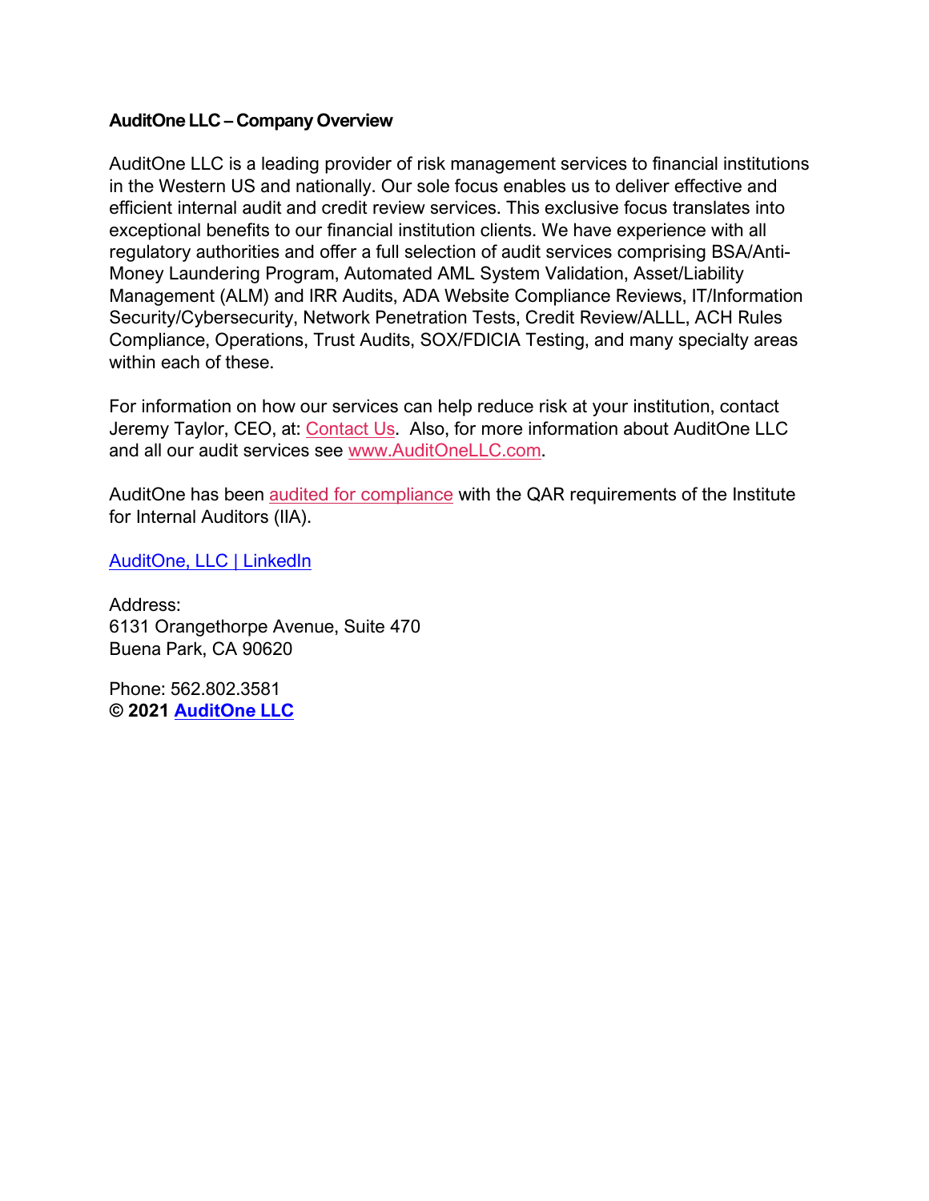**AuditOne LLC – Company Overview**

AuditOne LLC is a leading provider of risk management services to financial institutions in the Western US and nationally. Our sole focus enables us to deliver effective and efficient internal audit and credit review services. This exclusive focus translates into exceptional benefits to our financial institution clients. We have experience with all regulatory authorities and offer a full selection of audit services comprising BSA/Anti-Money Laundering Program, Automated AML System Validation, Asset/Liability Management (ALM) and IRR Audits, ADA Website Compliance Reviews, IT/Information Security/Cybersecurity, Network Penetration Tests, Credit Review/ALLL, ACH Rules Compliance, Operations, Trust Audits, SOX/FDICIA Testing, and many specialty areas within each of these.

For information on how our services can help reduce risk at your institution, contact Jeremy Taylor, CEO, at: Contact Us. Also, for more information about AuditOne LLC and all our audit services see www.AuditOneLLC.com.

AuditOne has been audited for compliance with the QAR requirements of the Institute for Internal Auditors (IIA).

AuditOne, LLC | LinkedIn

Address:
6131 Orangethorpe Avenue, Suite 470
Buena Park, CA 90620

Phone: 562.802.3581
**© 2021 AuditOne LLC**